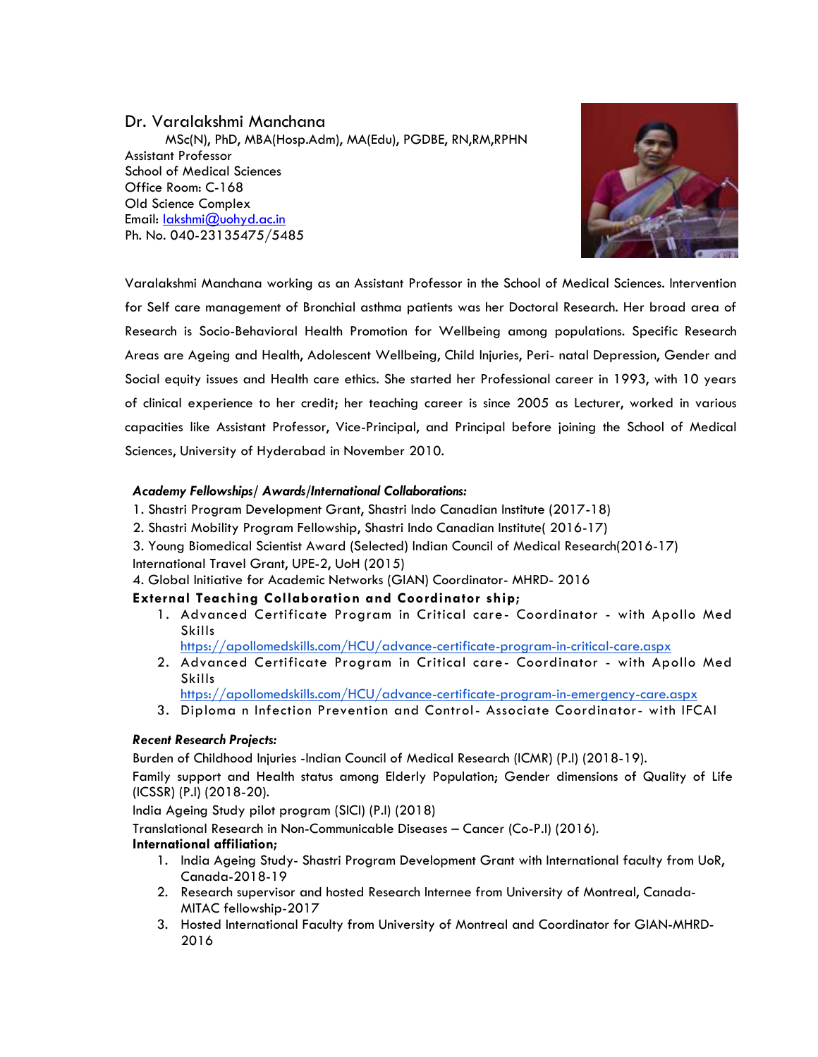# Dr. Varalakshmi Manchana

MSc(N), PhD, MBA(Hosp.Adm), MA(Edu), PGDBE, RN,RM,RPHN

Assistant Professor
School of Medical Sciences
Office Room: C-168
Old Science Complex
Email: lakshmi@uohyd.ac.in
Ph. No. 040-23135475/5485

Varalakshmi Manchana working as an Assistant Professor in the School of Medical Sciences. Intervention for Self care management of Bronchial asthma patients was her Doctoral Research. Her broad area of Research is Socio-Behavioral Health Promotion for Wellbeing among populations. Specific Research Areas are Ageing and Health, Adolescent Wellbeing, Child Injuries, Peri- natal Depression, Gender and Social equity issues and Health care ethics. She started her Professional career in 1993, with 10 years of clinical experience to her credit; her teaching career is since 2005 as Lecturer, worked in various capacities like Assistant Professor, Vice-Principal, and Principal before joining the School of Medical Sciences, University of Hyderabad in November 2010.

***Academy Fellowships/ Awards/International Collaborations:***

1. Shastri Program Development Grant, Shastri Indo Canadian Institute (2017-18)
2. Shastri Mobility Program Fellowship, Shastri Indo Canadian Institute( 2016-17)
3. Young Biomedical Scientist Award (Selected) Indian Council of Medical Research(2016-17)
International Travel Grant, UPE-2, UoH (2015)
4. Global Initiative for Academic Networks (GIAN) Coordinator- MHRD- 2016

**External Teaching Collaboration and Coordinator ship;**

1. Advanced Certificate Program in Critical care- Coordinator - with Apollo Med Skills
https://apollomedskills.com/HCU/advance-certificate-program-in-critical-care.aspx
2. Advanced Certificate Program in Critical care- Coordinator - with Apollo Med Skills
https://apollomedskills.com/HCU/advance-certificate-program-in-emergency-care.aspx
3. Diploma n Infection Prevention and Control- Associate Coordinator- with IFCAI

***Recent Research Projects:***

Burden of Childhood Injuries -Indian Council of Medical Research (ICMR) (P.I) (2018-19).

Family support and Health status among Elderly Population; Gender dimensions of Quality of Life (ICSSR) (P.I) (2018-20).

India Ageing Study pilot program (SICI) (P.I) (2018)

Translational Research in Non-Communicable Diseases – Cancer (Co-P.I) (2016).

**International affiliation;**

1. India Ageing Study- Shastri Program Development Grant with International faculty from UoR, Canada-2018-19
2. Research supervisor and hosted Research Internee from University of Montreal, Canada- MITAC fellowship-2017
3. Hosted International Faculty from University of Montreal and Coordinator for GIAN-MHRD- 2016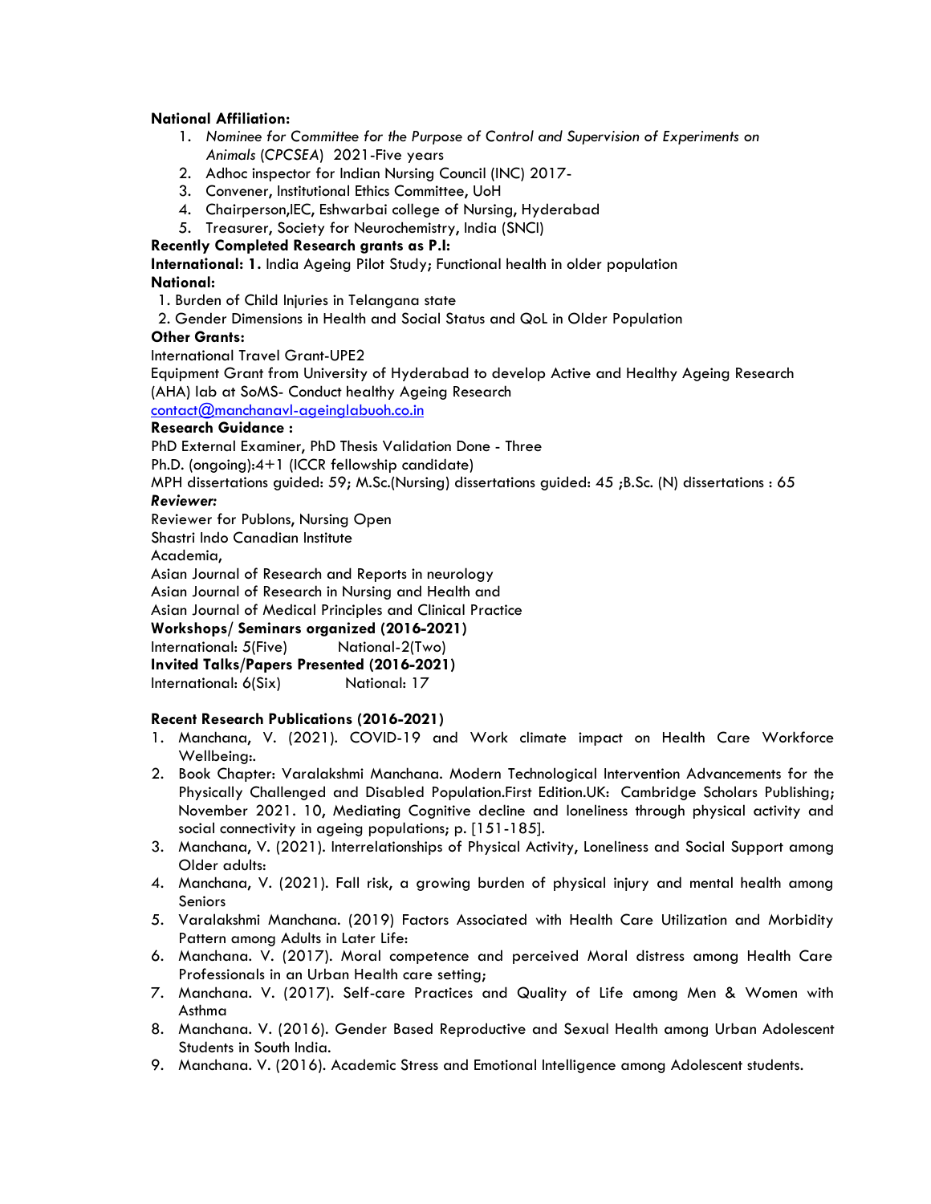**National Affiliation:**

1. *Nominee for Committee for the Purpose of Control and Supervision of Experiments on Animals* (*CPCSEA*) 2021-Five years
2. Adhoc inspector for Indian Nursing Council (INC) 2017-
3. Convener, Institutional Ethics Committee, UoH
4. Chairperson,IEC, Eshwarbai college of Nursing, Hyderabad
5. Treasurer, Society for Neurochemistry, India (SNCI)

**Recently Completed Research grants as P.I:**

**International: 1.** India Ageing Pilot Study; Functional health in older population

**National:**

1. Burden of Child Injuries in Telangana state
2. Gender Dimensions in Health and Social Status and QoL in Older Population

**Other Grants:**

International Travel Grant-UPE2

Equipment Grant from University of Hyderabad to develop Active and Healthy Ageing Research (AHA) lab at SoMS- Conduct healthy Ageing Research

contact@manchanavl-ageinglabuoh.co.in

**Research Guidance :**

PhD External Examiner, PhD Thesis Validation Done - Three

Ph.D. (ongoing):4+1 (ICCR fellowship candidate)

MPH dissertations guided: 59; M.Sc.(Nursing) dissertations guided: 45 ;B.Sc. (N) dissertations : 65

***Reviewer:***

Reviewer for Publons, Nursing Open

Shastri Indo Canadian Institute

Academia,

Asian Journal of Research and Reports in neurology

Asian Journal of Research in Nursing and Health and

Asian Journal of Medical Principles and Clinical Practice

**Workshops/ Seminars organized (2016-2021)**

International: 5(Five) National-2(Two)

**Invited Talks/Papers Presented (2016-2021)**

International: 6(Six) National: 17

**Recent Research Publications (2016-2021)**

1. Manchana, V. (2021). COVID-19 and Work climate impact on Health Care Workforce Wellbeing:.
2. Book Chapter: Varalakshmi Manchana. Modern Technological Intervention Advancements for the Physically Challenged and Disabled Population.First Edition.UK: Cambridge Scholars Publishing; November 2021. 10, Mediating Cognitive decline and loneliness through physical activity and social connectivity in ageing populations; p. [151-185].
3. Manchana, V. (2021). Interrelationships of Physical Activity, Loneliness and Social Support among Older adults:
4. Manchana, V. (2021). Fall risk, a growing burden of physical injury and mental health among Seniors
5. Varalakshmi Manchana. (2019) Factors Associated with Health Care Utilization and Morbidity Pattern among Adults in Later Life:
6. Manchana. V. (2017). Moral competence and perceived Moral distress among Health Care Professionals in an Urban Health care setting;
7. Manchana. V. (2017). Self-care Practices and Quality of Life among Men & Women with Asthma
8. Manchana. V. (2016). Gender Based Reproductive and Sexual Health among Urban Adolescent Students in South India.
9. Manchana. V. (2016). Academic Stress and Emotional Intelligence among Adolescent students.